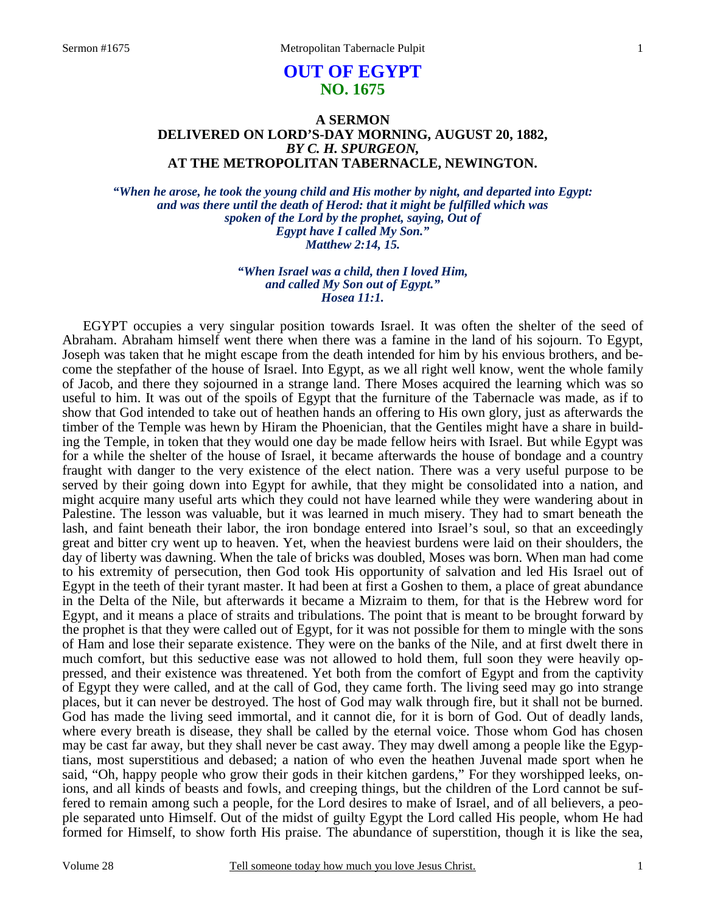# OUT OF EGYPT
## NO. 1675

### A SERMON
### DELIVERED ON LORD'S-DAY MORNING, AUGUST 20, 1882,
### *BY C. H. SPURGEON,*
### AT THE METROPOLITAN TABERNACLE, NEWINGTON.

***"When he arose, he took the young child and His mother by night, and departed into Egypt: and was there until the death of Herod: that it might be fulfilled which was spoken of the Lord by the prophet, saying, Out of Egypt have I called My Son." Matthew 2:14, 15.***

***"When Israel was a child, then I loved Him, and called My Son out of Egypt." Hosea 11:1.***

EGYPT occupies a very singular position towards Israel. It was often the shelter of the seed of Abraham. Abraham himself went there when there was a famine in the land of his sojourn. To Egypt, Joseph was taken that he might escape from the death intended for him by his envious brothers, and become the stepfather of the house of Israel. Into Egypt, as we all right well know, went the whole family of Jacob, and there they sojourned in a strange land. There Moses acquired the learning which was so useful to him. It was out of the spoils of Egypt that the furniture of the Tabernacle was made, as if to show that God intended to take out of heathen hands an offering to His own glory, just as afterwards the timber of the Temple was hewn by Hiram the Phoenician, that the Gentiles might have a share in building the Temple, in token that they would one day be made fellow heirs with Israel. But while Egypt was for a while the shelter of the house of Israel, it became afterwards the house of bondage and a country fraught with danger to the very existence of the elect nation. There was a very useful purpose to be served by their going down into Egypt for awhile, that they might be consolidated into a nation, and might acquire many useful arts which they could not have learned while they were wandering about in Palestine. The lesson was valuable, but it was learned in much misery. They had to smart beneath the lash, and faint beneath their labor, the iron bondage entered into Israel's soul, so that an exceedingly great and bitter cry went up to heaven. Yet, when the heaviest burdens were laid on their shoulders, the day of liberty was dawning. When the tale of bricks was doubled, Moses was born. When man had come to his extremity of persecution, then God took His opportunity of salvation and led His Israel out of Egypt in the teeth of their tyrant master. It had been at first a Goshen to them, a place of great abundance in the Delta of the Nile, but afterwards it became a Mizraim to them, for that is the Hebrew word for Egypt, and it means a place of straits and tribulations. The point that is meant to be brought forward by the prophet is that they were called out of Egypt, for it was not possible for them to mingle with the sons of Ham and lose their separate existence. They were on the banks of the Nile, and at first dwelt there in much comfort, but this seductive ease was not allowed to hold them, full soon they were heavily oppressed, and their existence was threatened. Yet both from the comfort of Egypt and from the captivity of Egypt they were called, and at the call of God, they came forth. The living seed may go into strange places, but it can never be destroyed. The host of God may walk through fire, but it shall not be burned. God has made the living seed immortal, and it cannot die, for it is born of God. Out of deadly lands, where every breath is disease, they shall be called by the eternal voice. Those whom God has chosen may be cast far away, but they shall never be cast away. They may dwell among a people like the Egyptians, most superstitious and debased; a nation of who even the heathen Juvenal made sport when he said, "Oh, happy people who grow their gods in their kitchen gardens," For they worshipped leeks, onions, and all kinds of beasts and fowls, and creeping things, but the children of the Lord cannot be suffered to remain among such a people, for the Lord desires to make of Israel, and of all believers, a people separated unto Himself. Out of the midst of guilty Egypt the Lord called His people, whom He had formed for Himself, to show forth His praise. The abundance of superstition, though it is like the sea,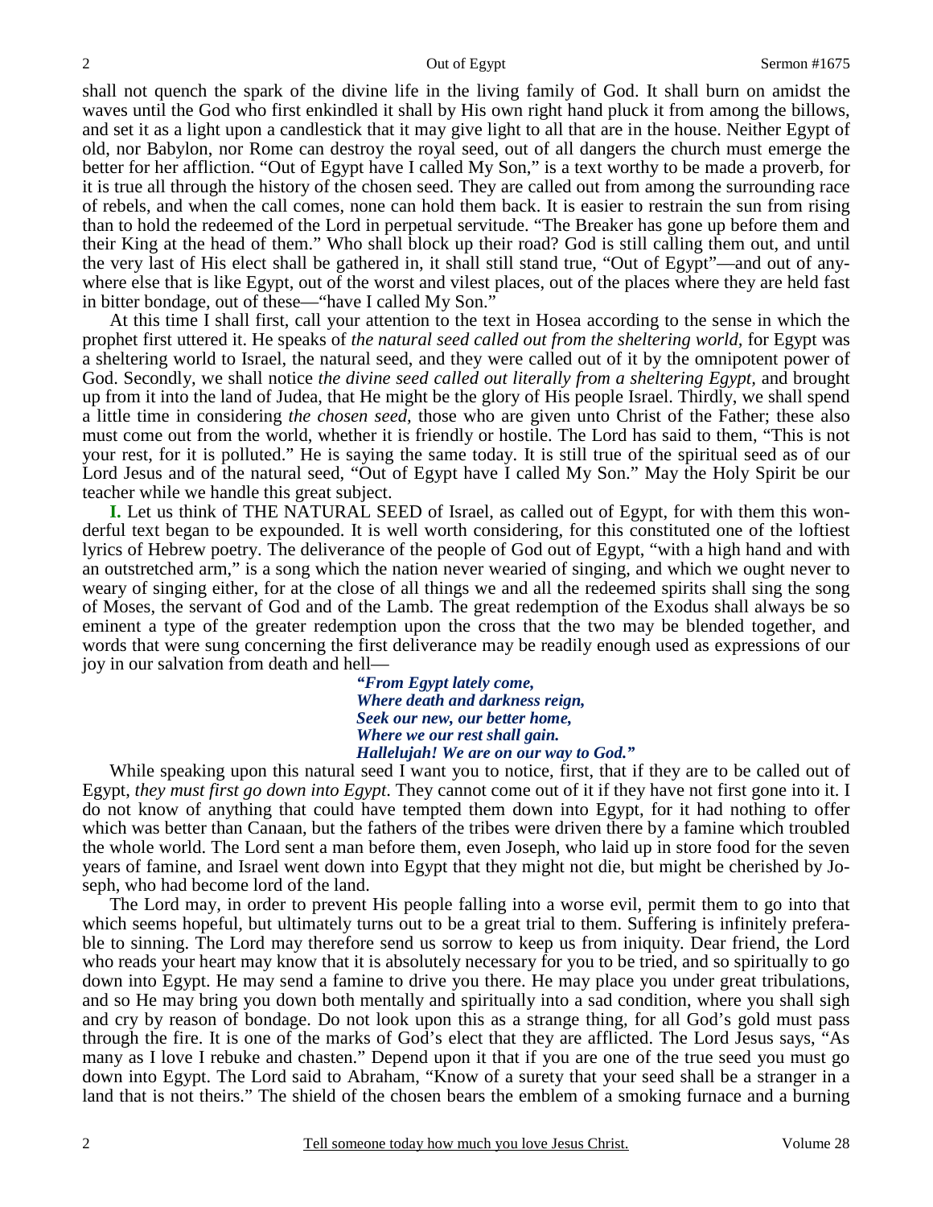shall not quench the spark of the divine life in the living family of God. It shall burn on amidst the waves until the God who first enkindled it shall by His own right hand pluck it from among the billows, and set it as a light upon a candlestick that it may give light to all that are in the house. Neither Egypt of old, nor Babylon, nor Rome can destroy the royal seed, out of all dangers the church must emerge the better for her affliction. "Out of Egypt have I called My Son," is a text worthy to be made a proverb, for it is true all through the history of the chosen seed. They are called out from among the surrounding race of rebels, and when the call comes, none can hold them back. It is easier to restrain the sun from rising than to hold the redeemed of the Lord in perpetual servitude. "The Breaker has gone up before them and their King at the head of them." Who shall block up their road? God is still calling them out, and until the very last of His elect shall be gathered in, it shall still stand true, "Out of Egypt"—and out of anywhere else that is like Egypt, out of the worst and vilest places, out of the places where they are held fast in bitter bondage, out of these—"have I called My Son."

At this time I shall first, call your attention to the text in Hosea according to the sense in which the prophet first uttered it. He speaks of *the natural seed called out from the sheltering world,* for Egypt was a sheltering world to Israel, the natural seed, and they were called out of it by the omnipotent power of God. Secondly, we shall notice *the divine seed called out literally from a sheltering Egypt*, and brought up from it into the land of Judea, that He might be the glory of His people Israel. Thirdly, we shall spend a little time in considering *the chosen seed,* those who are given unto Christ of the Father; these also must come out from the world, whether it is friendly or hostile. The Lord has said to them, "This is not your rest, for it is polluted." He is saying the same today. It is still true of the spiritual seed as of our Lord Jesus and of the natural seed, "Out of Egypt have I called My Son." May the Holy Spirit be our teacher while we handle this great subject.

**I.** Let us think of THE NATURAL SEED of Israel, as called out of Egypt, for with them this wonderful text began to be expounded. It is well worth considering, for this constituted one of the loftiest lyrics of Hebrew poetry. The deliverance of the people of God out of Egypt, "with a high hand and with an outstretched arm," is a song which the nation never wearied of singing, and which we ought never to weary of singing either, for at the close of all things we and all the redeemed spirits shall sing the song of Moses, the servant of God and of the Lamb. The great redemption of the Exodus shall always be so eminent a type of the greater redemption upon the cross that the two may be blended together, and words that were sung concerning the first deliverance may be readily enough used as expressions of our joy in our salvation from death and hell—

> ***"From Egypt lately come,***
> ***Where death and darkness reign,***
> ***Seek our new, our better home,***
> ***Where we our rest shall gain.***
> ***Hallelujah! We are on our way to God."***

While speaking upon this natural seed I want you to notice, first, that if they are to be called out of Egypt, *they must first go down into Egypt*. They cannot come out of it if they have not first gone into it. I do not know of anything that could have tempted them down into Egypt, for it had nothing to offer which was better than Canaan, but the fathers of the tribes were driven there by a famine which troubled the whole world. The Lord sent a man before them, even Joseph, who laid up in store food for the seven years of famine, and Israel went down into Egypt that they might not die, but might be cherished by Joseph, who had become lord of the land.

The Lord may, in order to prevent His people falling into a worse evil, permit them to go into that which seems hopeful, but ultimately turns out to be a great trial to them. Suffering is infinitely preferable to sinning. The Lord may therefore send us sorrow to keep us from iniquity. Dear friend, the Lord who reads your heart may know that it is absolutely necessary for you to be tried, and so spiritually to go down into Egypt. He may send a famine to drive you there. He may place you under great tribulations, and so He may bring you down both mentally and spiritually into a sad condition, where you shall sigh and cry by reason of bondage. Do not look upon this as a strange thing, for all God's gold must pass through the fire. It is one of the marks of God's elect that they are afflicted. The Lord Jesus says, "As many as I love I rebuke and chasten." Depend upon it that if you are one of the true seed you must go down into Egypt. The Lord said to Abraham, "Know of a surety that your seed shall be a stranger in a land that is not theirs." The shield of the chosen bears the emblem of a smoking furnace and a burning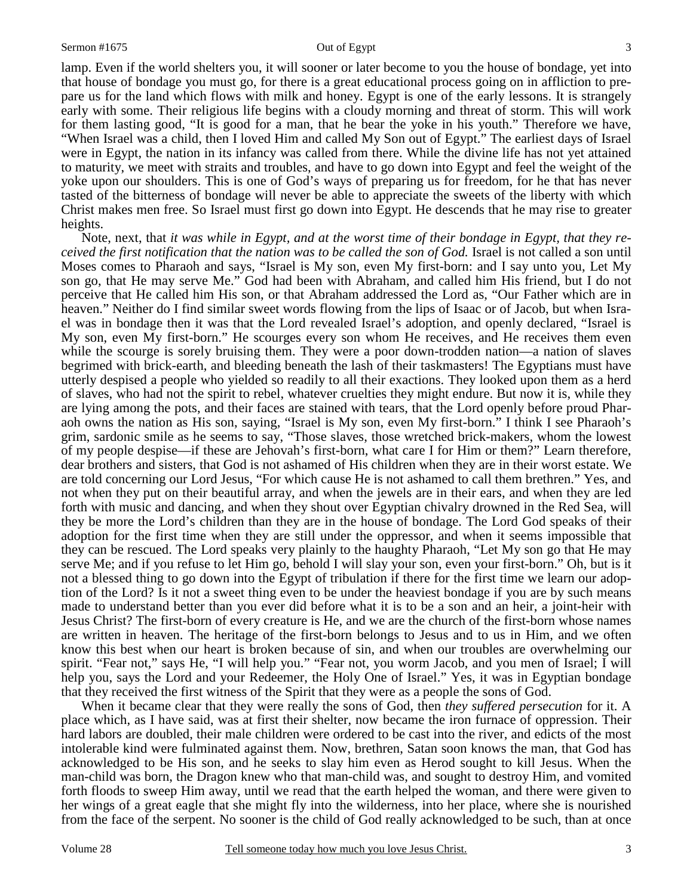lamp. Even if the world shelters you, it will sooner or later become to you the house of bondage, yet into that house of bondage you must go, for there is a great educational process going on in affliction to prepare us for the land which flows with milk and honey. Egypt is one of the early lessons. It is strangely early with some. Their religious life begins with a cloudy morning and threat of storm. This will work for them lasting good, "It is good for a man, that he bear the yoke in his youth." Therefore we have, "When Israel was a child, then I loved Him and called My Son out of Egypt." The earliest days of Israel were in Egypt, the nation in its infancy was called from there. While the divine life has not yet attained to maturity, we meet with straits and troubles, and have to go down into Egypt and feel the weight of the yoke upon our shoulders. This is one of God's ways of preparing us for freedom, for he that has never tasted of the bitterness of bondage will never be able to appreciate the sweets of the liberty with which Christ makes men free. So Israel must first go down into Egypt. He descends that he may rise to greater heights.

Note, next, that *it was while in Egypt, and at the worst time of their bondage in Egypt, that they received the first notification that the nation was to be called the son of God.* Israel is not called a son until Moses comes to Pharaoh and says, "Israel is My son, even My first-born: and I say unto you, Let My son go, that He may serve Me." God had been with Abraham, and called him His friend, but I do not perceive that He called him His son, or that Abraham addressed the Lord as, "Our Father which are in heaven." Neither do I find similar sweet words flowing from the lips of Isaac or of Jacob, but when Israel was in bondage then it was that the Lord revealed Israel's adoption, and openly declared, "Israel is My son, even My first-born." He scourges every son whom He receives, and He receives them even while the scourge is sorely bruising them. They were a poor down-trodden nation—a nation of slaves begrimed with brick-earth, and bleeding beneath the lash of their taskmasters! The Egyptians must have utterly despised a people who yielded so readily to all their exactions. They looked upon them as a herd of slaves, who had not the spirit to rebel, whatever cruelties they might endure. But now it is, while they are lying among the pots, and their faces are stained with tears, that the Lord openly before proud Pharaoh owns the nation as His son, saying, "Israel is My son, even My first-born." I think I see Pharaoh's grim, sardonic smile as he seems to say, "Those slaves, those wretched brick-makers, whom the lowest of my people despise—if these are Jehovah's first-born, what care I for Him or them?" Learn therefore, dear brothers and sisters, that God is not ashamed of His children when they are in their worst estate. We are told concerning our Lord Jesus, "For which cause He is not ashamed to call them brethren." Yes, and not when they put on their beautiful array, and when the jewels are in their ears, and when they are led forth with music and dancing, and when they shout over Egyptian chivalry drowned in the Red Sea, will they be more the Lord's children than they are in the house of bondage. The Lord God speaks of their adoption for the first time when they are still under the oppressor, and when it seems impossible that they can be rescued. The Lord speaks very plainly to the haughty Pharaoh, "Let My son go that He may serve Me; and if you refuse to let Him go, behold I will slay your son, even your first-born." Oh, but is it not a blessed thing to go down into the Egypt of tribulation if there for the first time we learn our adoption of the Lord? Is it not a sweet thing even to be under the heaviest bondage if you are by such means made to understand better than you ever did before what it is to be a son and an heir, a joint-heir with Jesus Christ? The first-born of every creature is He, and we are the church of the first-born whose names are written in heaven. The heritage of the first-born belongs to Jesus and to us in Him, and we often know this best when our heart is broken because of sin, and when our troubles are overwhelming our spirit. "Fear not," says He, "I will help you." "Fear not, you worm Jacob, and you men of Israel; I will help you, says the Lord and your Redeemer, the Holy One of Israel." Yes, it was in Egyptian bondage that they received the first witness of the Spirit that they were as a people the sons of God.

When it became clear that they were really the sons of God, then *they suffered persecution* for it. A place which, as I have said, was at first their shelter, now became the iron furnace of oppression. Their hard labors are doubled, their male children were ordered to be cast into the river, and edicts of the most intolerable kind were fulminated against them. Now, brethren, Satan soon knows the man, that God has acknowledged to be His son, and he seeks to slay him even as Herod sought to kill Jesus. When the man-child was born, the Dragon knew who that man-child was, and sought to destroy Him, and vomited forth floods to sweep Him away, until we read that the earth helped the woman, and there were given to her wings of a great eagle that she might fly into the wilderness, into her place, where she is nourished from the face of the serpent. No sooner is the child of God really acknowledged to be such, than at once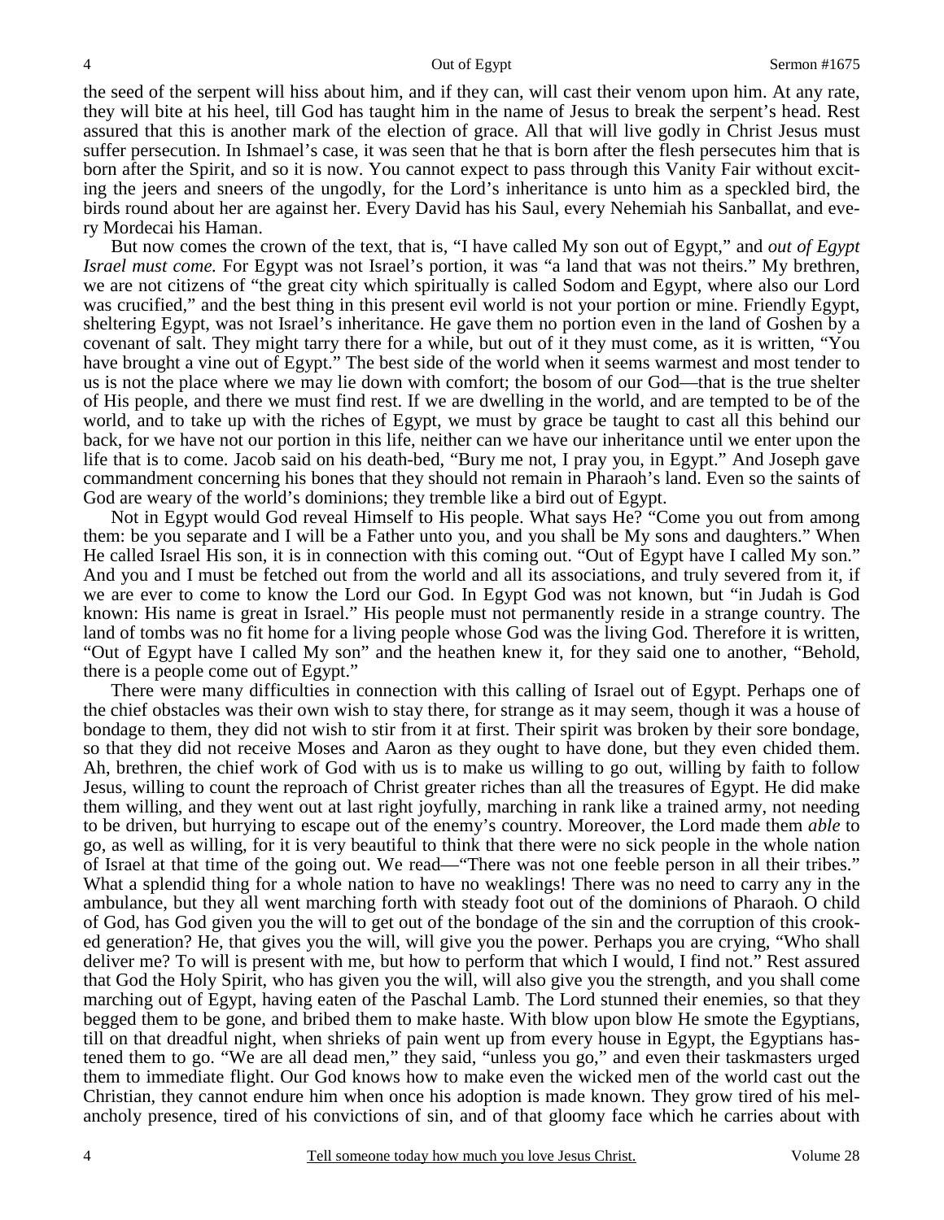the seed of the serpent will hiss about him, and if they can, will cast their venom upon him. At any rate, they will bite at his heel, till God has taught him in the name of Jesus to break the serpent's head. Rest assured that this is another mark of the election of grace. All that will live godly in Christ Jesus must suffer persecution. In Ishmael's case, it was seen that he that is born after the flesh persecutes him that is born after the Spirit, and so it is now. You cannot expect to pass through this Vanity Fair without exciting the jeers and sneers of the ungodly, for the Lord's inheritance is unto him as a speckled bird, the birds round about her are against her. Every David has his Saul, every Nehemiah his Sanballat, and every Mordecai his Haman.

But now comes the crown of the text, that is, "I have called My son out of Egypt," and *out of Egypt Israel must come.* For Egypt was not Israel's portion, it was "a land that was not theirs." My brethren, we are not citizens of "the great city which spiritually is called Sodom and Egypt, where also our Lord was crucified," and the best thing in this present evil world is not your portion or mine. Friendly Egypt, sheltering Egypt, was not Israel's inheritance. He gave them no portion even in the land of Goshen by a covenant of salt. They might tarry there for a while, but out of it they must come, as it is written, "You have brought a vine out of Egypt." The best side of the world when it seems warmest and most tender to us is not the place where we may lie down with comfort; the bosom of our God—that is the true shelter of His people, and there we must find rest. If we are dwelling in the world, and are tempted to be of the world, and to take up with the riches of Egypt, we must by grace be taught to cast all this behind our back, for we have not our portion in this life, neither can we have our inheritance until we enter upon the life that is to come. Jacob said on his death-bed, "Bury me not, I pray you, in Egypt." And Joseph gave commandment concerning his bones that they should not remain in Pharaoh's land. Even so the saints of God are weary of the world's dominions; they tremble like a bird out of Egypt.

Not in Egypt would God reveal Himself to His people. What says He? "Come you out from among them: be you separate and I will be a Father unto you, and you shall be My sons and daughters." When He called Israel His son, it is in connection with this coming out. "Out of Egypt have I called My son." And you and I must be fetched out from the world and all its associations, and truly severed from it, if we are ever to come to know the Lord our God. In Egypt God was not known, but "in Judah is God known: His name is great in Israel." His people must not permanently reside in a strange country. The land of tombs was no fit home for a living people whose God was the living God. Therefore it is written, "Out of Egypt have I called My son" and the heathen knew it, for they said one to another, "Behold, there is a people come out of Egypt."

There were many difficulties in connection with this calling of Israel out of Egypt. Perhaps one of the chief obstacles was their own wish to stay there, for strange as it may seem, though it was a house of bondage to them, they did not wish to stir from it at first. Their spirit was broken by their sore bondage, so that they did not receive Moses and Aaron as they ought to have done, but they even chided them. Ah, brethren, the chief work of God with us is to make us willing to go out, willing by faith to follow Jesus, willing to count the reproach of Christ greater riches than all the treasures of Egypt. He did make them willing, and they went out at last right joyfully, marching in rank like a trained army, not needing to be driven, but hurrying to escape out of the enemy's country. Moreover, the Lord made them *able* to go, as well as willing, for it is very beautiful to think that there were no sick people in the whole nation of Israel at that time of the going out. We read—"There was not one feeble person in all their tribes." What a splendid thing for a whole nation to have no weaklings! There was no need to carry any in the ambulance, but they all went marching forth with steady foot out of the dominions of Pharaoh. O child of God, has God given you the will to get out of the bondage of the sin and the corruption of this crooked generation? He, that gives you the will, will give you the power. Perhaps you are crying, "Who shall deliver me? To will is present with me, but how to perform that which I would, I find not." Rest assured that God the Holy Spirit, who has given you the will, will also give you the strength, and you shall come marching out of Egypt, having eaten of the Paschal Lamb. The Lord stunned their enemies, so that they begged them to be gone, and bribed them to make haste. With blow upon blow He smote the Egyptians, till on that dreadful night, when shrieks of pain went up from every house in Egypt, the Egyptians hastened them to go. "We are all dead men," they said, "unless you go," and even their taskmasters urged them to immediate flight. Our God knows how to make even the wicked men of the world cast out the Christian, they cannot endure him when once his adoption is made known. They grow tired of his melancholy presence, tired of his convictions of sin, and of that gloomy face which he carries about with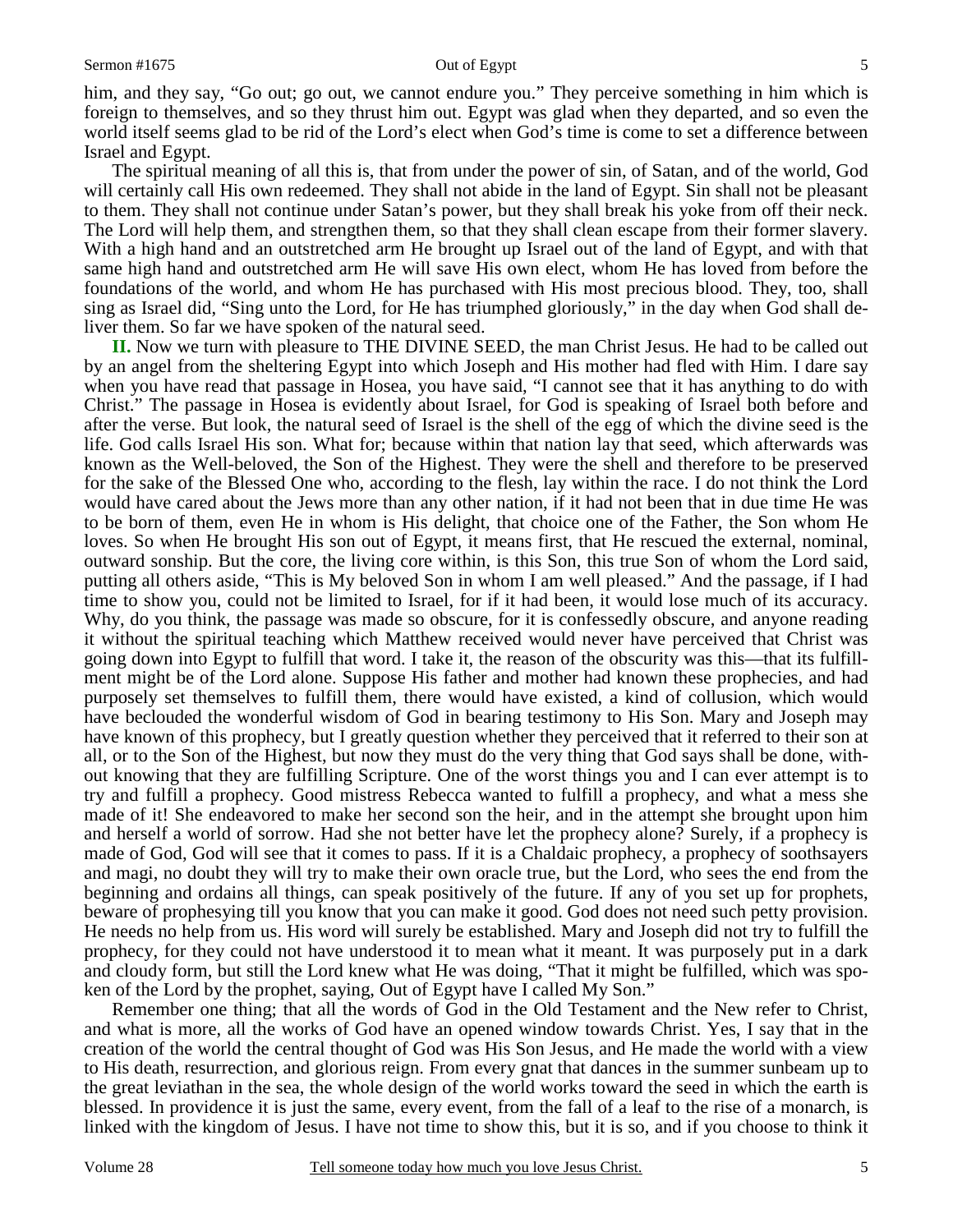him, and they say, "Go out; go out, we cannot endure you." They perceive something in him which is foreign to themselves, and so they thrust him out. Egypt was glad when they departed, and so even the world itself seems glad to be rid of the Lord's elect when God's time is come to set a difference between Israel and Egypt.

The spiritual meaning of all this is, that from under the power of sin, of Satan, and of the world, God will certainly call His own redeemed. They shall not abide in the land of Egypt. Sin shall not be pleasant to them. They shall not continue under Satan's power, but they shall break his yoke from off their neck. The Lord will help them, and strengthen them, so that they shall clean escape from their former slavery. With a high hand and an outstretched arm He brought up Israel out of the land of Egypt, and with that same high hand and outstretched arm He will save His own elect, whom He has loved from before the foundations of the world, and whom He has purchased with His most precious blood. They, too, shall sing as Israel did, "Sing unto the Lord, for He has triumphed gloriously," in the day when God shall deliver them. So far we have spoken of the natural seed.

**II.** Now we turn with pleasure to THE DIVINE SEED, the man Christ Jesus. He had to be called out by an angel from the sheltering Egypt into which Joseph and His mother had fled with Him. I dare say when you have read that passage in Hosea, you have said, "I cannot see that it has anything to do with Christ." The passage in Hosea is evidently about Israel, for God is speaking of Israel both before and after the verse. But look, the natural seed of Israel is the shell of the egg of which the divine seed is the life. God calls Israel His son. What for; because within that nation lay that seed, which afterwards was known as the Well-beloved, the Son of the Highest. They were the shell and therefore to be preserved for the sake of the Blessed One who, according to the flesh, lay within the race. I do not think the Lord would have cared about the Jews more than any other nation, if it had not been that in due time He was to be born of them, even He in whom is His delight, that choice one of the Father, the Son whom He loves. So when He brought His son out of Egypt, it means first, that He rescued the external, nominal, outward sonship. But the core, the living core within, is this Son, this true Son of whom the Lord said, putting all others aside, "This is My beloved Son in whom I am well pleased." And the passage, if I had time to show you, could not be limited to Israel, for if it had been, it would lose much of its accuracy. Why, do you think, the passage was made so obscure, for it is confessedly obscure, and anyone reading it without the spiritual teaching which Matthew received would never have perceived that Christ was going down into Egypt to fulfill that word. I take it, the reason of the obscurity was this—that its fulfillment might be of the Lord alone. Suppose His father and mother had known these prophecies, and had purposely set themselves to fulfill them, there would have existed, a kind of collusion, which would have beclouded the wonderful wisdom of God in bearing testimony to His Son. Mary and Joseph may have known of this prophecy, but I greatly question whether they perceived that it referred to their son at all, or to the Son of the Highest, but now they must do the very thing that God says shall be done, without knowing that they are fulfilling Scripture. One of the worst things you and I can ever attempt is to try and fulfill a prophecy. Good mistress Rebecca wanted to fulfill a prophecy, and what a mess she made of it! She endeavored to make her second son the heir, and in the attempt she brought upon him and herself a world of sorrow. Had she not better have let the prophecy alone? Surely, if a prophecy is made of God, God will see that it comes to pass. If it is a Chaldaic prophecy, a prophecy of soothsayers and magi, no doubt they will try to make their own oracle true, but the Lord, who sees the end from the beginning and ordains all things, can speak positively of the future. If any of you set up for prophets, beware of prophesying till you know that you can make it good. God does not need such petty provision. He needs no help from us. His word will surely be established. Mary and Joseph did not try to fulfill the prophecy, for they could not have understood it to mean what it meant. It was purposely put in a dark and cloudy form, but still the Lord knew what He was doing, "That it might be fulfilled, which was spoken of the Lord by the prophet, saying, Out of Egypt have I called My Son."

Remember one thing; that all the words of God in the Old Testament and the New refer to Christ, and what is more, all the works of God have an opened window towards Christ. Yes, I say that in the creation of the world the central thought of God was His Son Jesus, and He made the world with a view to His death, resurrection, and glorious reign. From every gnat that dances in the summer sunbeam up to the great leviathan in the sea, the whole design of the world works toward the seed in which the earth is blessed. In providence it is just the same, every event, from the fall of a leaf to the rise of a monarch, is linked with the kingdom of Jesus. I have not time to show this, but it is so, and if you choose to think it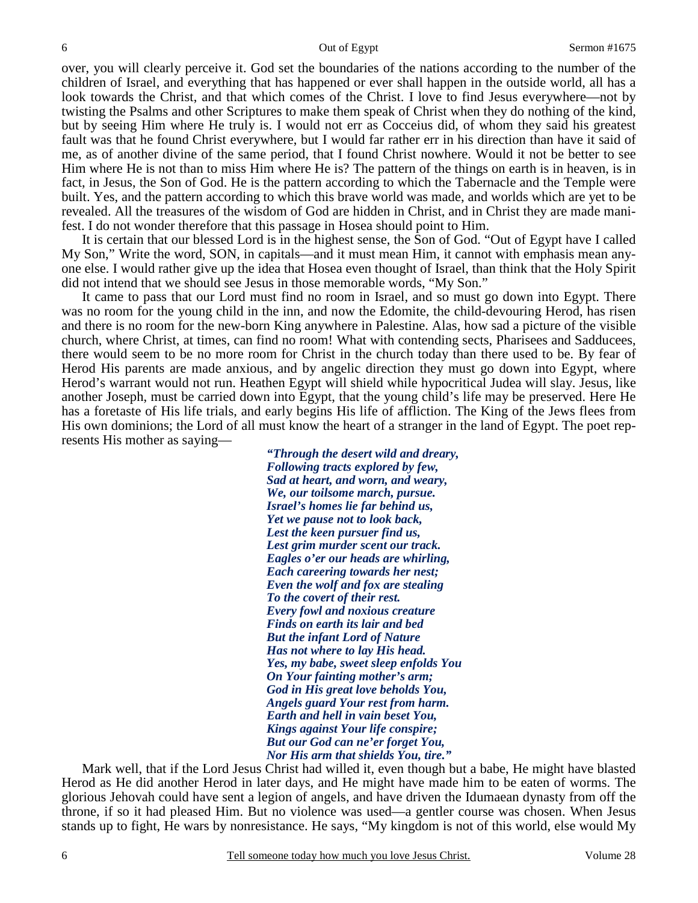over, you will clearly perceive it. God set the boundaries of the nations according to the number of the children of Israel, and everything that has happened or ever shall happen in the outside world, all has a look towards the Christ, and that which comes of the Christ. I love to find Jesus everywhere—not by twisting the Psalms and other Scriptures to make them speak of Christ when they do nothing of the kind, but by seeing Him where He truly is. I would not err as Cocceius did, of whom they said his greatest fault was that he found Christ everywhere, but I would far rather err in his direction than have it said of me, as of another divine of the same period, that I found Christ nowhere. Would it not be better to see Him where He is not than to miss Him where He is? The pattern of the things on earth is in heaven, is in fact, in Jesus, the Son of God. He is the pattern according to which the Tabernacle and the Temple were built. Yes, and the pattern according to which this brave world was made, and worlds which are yet to be revealed. All the treasures of the wisdom of God are hidden in Christ, and in Christ they are made manifest. I do not wonder therefore that this passage in Hosea should point to Him.

It is certain that our blessed Lord is in the highest sense, the Son of God. "Out of Egypt have I called My Son," Write the word, SON, in capitals—and it must mean Him, it cannot with emphasis mean anyone else. I would rather give up the idea that Hosea even thought of Israel, than think that the Holy Spirit did not intend that we should see Jesus in those memorable words, "My Son."

It came to pass that our Lord must find no room in Israel, and so must go down into Egypt. There was no room for the young child in the inn, and now the Edomite, the child-devouring Herod, has risen and there is no room for the new-born King anywhere in Palestine. Alas, how sad a picture of the visible church, where Christ, at times, can find no room! What with contending sects, Pharisees and Sadducees, there would seem to be no more room for Christ in the church today than there used to be. By fear of Herod His parents are made anxious, and by angelic direction they must go down into Egypt, where Herod's warrant would not run. Heathen Egypt will shield while hypocritical Judea will slay. Jesus, like another Joseph, must be carried down into Egypt, that the young child's life may be preserved. Here He has a foretaste of His life trials, and early begins His life of affliction. The King of the Jews flees from His own dominions; the Lord of all must know the heart of a stranger in the land of Egypt. The poet represents His mother as saying—

> ***"Through the desert wild and dreary,***
> ***Following tracts explored by few,***
> ***Sad at heart, and worn, and weary,***
> ***We, our toilsome march, pursue.***
> ***Israel's homes lie far behind us,***
> ***Yet we pause not to look back,***
> ***Lest the keen pursuer find us,***
> ***Lest grim murder scent our track.***
> ***Eagles o'er our heads are whirling,***
> ***Each careering towards her nest;***
> ***Even the wolf and fox are stealing***
> ***To the covert of their rest.***
> ***Every fowl and noxious creature***
> ***Finds on earth its lair and bed***
> ***But the infant Lord of Nature***
> ***Has not where to lay His head.***
> ***Yes, my babe, sweet sleep enfolds You***
> ***On Your fainting mother's arm;***
> ***God in His great love beholds You,***
> ***Angels guard Your rest from harm.***
> ***Earth and hell in vain beset You,***
> ***Kings against Your life conspire;***
> ***But our God can ne'er forget You,***
> ***Nor His arm that shields You, tire."***

Mark well, that if the Lord Jesus Christ had willed it, even though but a babe, He might have blasted Herod as He did another Herod in later days, and He might have made him to be eaten of worms. The glorious Jehovah could have sent a legion of angels, and have driven the Idumaean dynasty from off the throne, if so it had pleased Him. But no violence was used—a gentler course was chosen. When Jesus stands up to fight, He wars by nonresistance. He says, "My kingdom is not of this world, else would My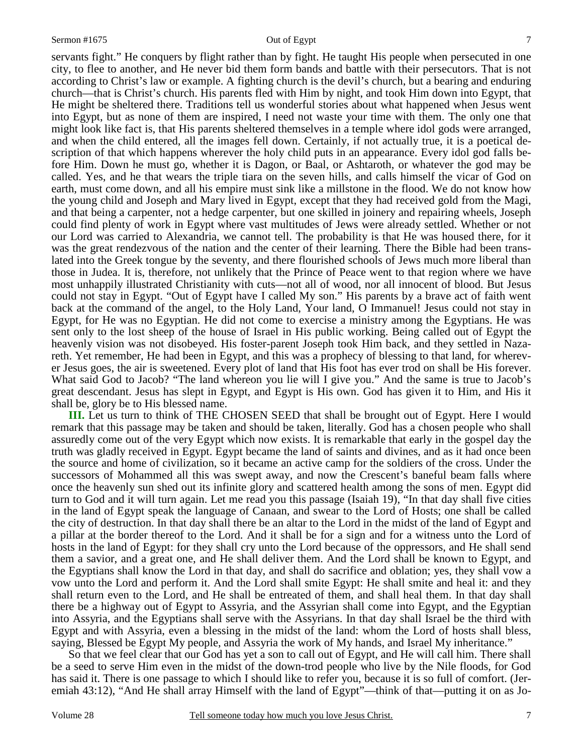servants fight." He conquers by flight rather than by fight. He taught His people when persecuted in one city, to flee to another, and He never bid them form bands and battle with their persecutors. That is not according to Christ's law or example. A fighting church is the devil's church, but a bearing and enduring church—that is Christ's church. His parents fled with Him by night, and took Him down into Egypt, that He might be sheltered there. Traditions tell us wonderful stories about what happened when Jesus went into Egypt, but as none of them are inspired, I need not waste your time with them. The only one that might look like fact is, that His parents sheltered themselves in a temple where idol gods were arranged, and when the child entered, all the images fell down. Certainly, if not actually true, it is a poetical description of that which happens wherever the holy child puts in an appearance. Every idol god falls before Him. Down he must go, whether it is Dagon, or Baal, or Ashtaroth, or whatever the god may be called. Yes, and he that wears the triple tiara on the seven hills, and calls himself the vicar of God on earth, must come down, and all his empire must sink like a millstone in the flood. We do not know how the young child and Joseph and Mary lived in Egypt, except that they had received gold from the Magi, and that being a carpenter, not a hedge carpenter, but one skilled in joinery and repairing wheels, Joseph could find plenty of work in Egypt where vast multitudes of Jews were already settled. Whether or not our Lord was carried to Alexandria, we cannot tell. The probability is that He was housed there, for it was the great rendezvous of the nation and the center of their learning. There the Bible had been translated into the Greek tongue by the seventy, and there flourished schools of Jews much more liberal than those in Judea. It is, therefore, not unlikely that the Prince of Peace went to that region where we have most unhappily illustrated Christianity with cuts—not all of wood, nor all innocent of blood. But Jesus could not stay in Egypt. "Out of Egypt have I called My son." His parents by a brave act of faith went back at the command of the angel, to the Holy Land, Your land, O Immanuel! Jesus could not stay in Egypt, for He was no Egyptian. He did not come to exercise a ministry among the Egyptians. He was sent only to the lost sheep of the house of Israel in His public working. Being called out of Egypt the heavenly vision was not disobeyed. His foster-parent Joseph took Him back, and they settled in Nazareth. Yet remember, He had been in Egypt, and this was a prophecy of blessing to that land, for wherever Jesus goes, the air is sweetened. Every plot of land that His foot has ever trod on shall be His forever. What said God to Jacob? "The land whereon you lie will I give you." And the same is true to Jacob's great descendant. Jesus has slept in Egypt, and Egypt is His own. God has given it to Him, and His it shall be, glory be to His blessed name.

**III.** Let us turn to think of THE CHOSEN SEED that shall be brought out of Egypt. Here I would remark that this passage may be taken and should be taken, literally. God has a chosen people who shall assuredly come out of the very Egypt which now exists. It is remarkable that early in the gospel day the truth was gladly received in Egypt. Egypt became the land of saints and divines, and as it had once been the source and home of civilization, so it became an active camp for the soldiers of the cross. Under the successors of Mohammed all this was swept away, and now the Crescent's baneful beam falls where once the heavenly sun shed out its infinite glory and scattered health among the sons of men. Egypt did turn to God and it will turn again. Let me read you this passage (Isaiah 19), "In that day shall five cities in the land of Egypt speak the language of Canaan, and swear to the Lord of Hosts; one shall be called the city of destruction. In that day shall there be an altar to the Lord in the midst of the land of Egypt and a pillar at the border thereof to the Lord. And it shall be for a sign and for a witness unto the Lord of hosts in the land of Egypt: for they shall cry unto the Lord because of the oppressors, and He shall send them a savior, and a great one, and He shall deliver them. And the Lord shall be known to Egypt, and the Egyptians shall know the Lord in that day, and shall do sacrifice and oblation; yes, they shall vow a vow unto the Lord and perform it. And the Lord shall smite Egypt: He shall smite and heal it: and they shall return even to the Lord, and He shall be entreated of them, and shall heal them. In that day shall there be a highway out of Egypt to Assyria, and the Assyrian shall come into Egypt, and the Egyptian into Assyria, and the Egyptians shall serve with the Assyrians. In that day shall Israel be the third with Egypt and with Assyria, even a blessing in the midst of the land: whom the Lord of hosts shall bless, saying, Blessed be Egypt My people, and Assyria the work of My hands, and Israel My inheritance."

So that we feel clear that our God has yet a son to call out of Egypt, and He will call him. There shall be a seed to serve Him even in the midst of the down-trod people who live by the Nile floods, for God has said it. There is one passage to which I should like to refer you, because it is so full of comfort. (Jeremiah 43:12), "And He shall array Himself with the land of Egypt"—think of that—putting it on as Jo-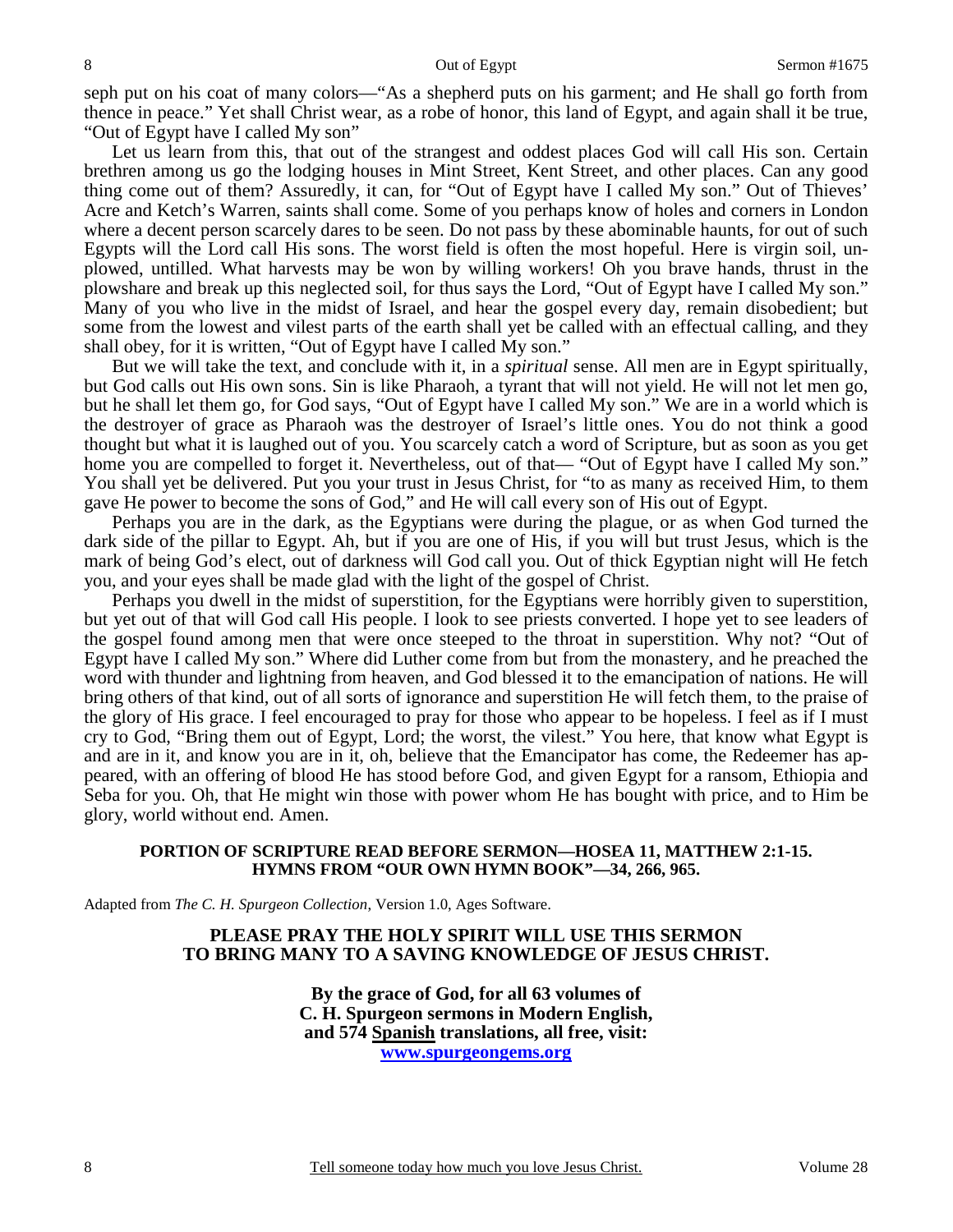seph put on his coat of many colors—"As a shepherd puts on his garment; and He shall go forth from thence in peace." Yet shall Christ wear, as a robe of honor, this land of Egypt, and again shall it be true, "Out of Egypt have I called My son"

Let us learn from this, that out of the strangest and oddest places God will call His son. Certain brethren among us go the lodging houses in Mint Street, Kent Street, and other places. Can any good thing come out of them? Assuredly, it can, for "Out of Egypt have I called My son." Out of Thieves' Acre and Ketch's Warren, saints shall come. Some of you perhaps know of holes and corners in London where a decent person scarcely dares to be seen. Do not pass by these abominable haunts, for out of such Egypts will the Lord call His sons. The worst field is often the most hopeful. Here is virgin soil, unplowed, untilled. What harvests may be won by willing workers! Oh you brave hands, thrust in the plowshare and break up this neglected soil, for thus says the Lord, "Out of Egypt have I called My son." Many of you who live in the midst of Israel, and hear the gospel every day, remain disobedient; but some from the lowest and vilest parts of the earth shall yet be called with an effectual calling, and they shall obey, for it is written, "Out of Egypt have I called My son."

But we will take the text, and conclude with it, in a *spiritual* sense. All men are in Egypt spiritually, but God calls out His own sons. Sin is like Pharaoh, a tyrant that will not yield. He will not let men go, but he shall let them go, for God says, "Out of Egypt have I called My son." We are in a world which is the destroyer of grace as Pharaoh was the destroyer of Israel's little ones. You do not think a good thought but what it is laughed out of you. You scarcely catch a word of Scripture, but as soon as you get home you are compelled to forget it. Nevertheless, out of that— "Out of Egypt have I called My son." You shall yet be delivered. Put you your trust in Jesus Christ, for "to as many as received Him, to them gave He power to become the sons of God," and He will call every son of His out of Egypt.

Perhaps you are in the dark, as the Egyptians were during the plague, or as when God turned the dark side of the pillar to Egypt. Ah, but if you are one of His, if you will but trust Jesus, which is the mark of being God's elect, out of darkness will God call you. Out of thick Egyptian night will He fetch you, and your eyes shall be made glad with the light of the gospel of Christ.

Perhaps you dwell in the midst of superstition, for the Egyptians were horribly given to superstition, but yet out of that will God call His people. I look to see priests converted. I hope yet to see leaders of the gospel found among men that were once steeped to the throat in superstition. Why not? "Out of Egypt have I called My son." Where did Luther come from but from the monastery, and he preached the word with thunder and lightning from heaven, and God blessed it to the emancipation of nations. He will bring others of that kind, out of all sorts of ignorance and superstition He will fetch them, to the praise of the glory of His grace. I feel encouraged to pray for those who appear to be hopeless. I feel as if I must cry to God, "Bring them out of Egypt, Lord; the worst, the vilest." You here, that know what Egypt is and are in it, and know you are in it, oh, believe that the Emancipator has come, the Redeemer has appeared, with an offering of blood He has stood before God, and given Egypt for a ransom, Ethiopia and Seba for you. Oh, that He might win those with power whom He has bought with price, and to Him be glory, world without end. Amen.

**PORTION OF SCRIPTURE READ BEFORE SERMON—HOSEA 11, MATTHEW 2:1-15.**
**HYMNS FROM "OUR OWN HYMN BOOK"—34, 266, 965.**

Adapted from *The C. H. Spurgeon Collection*, Version 1.0, Ages Software.

**PLEASE PRAY THE HOLY SPIRIT WILL USE THIS SERMON TO BRING MANY TO A SAVING KNOWLEDGE OF JESUS CHRIST.**

**By the grace of God, for all 63 volumes of C. H. Spurgeon sermons in Modern English, and 574 Spanish translations, all free, visit: www.spurgeongems.org**